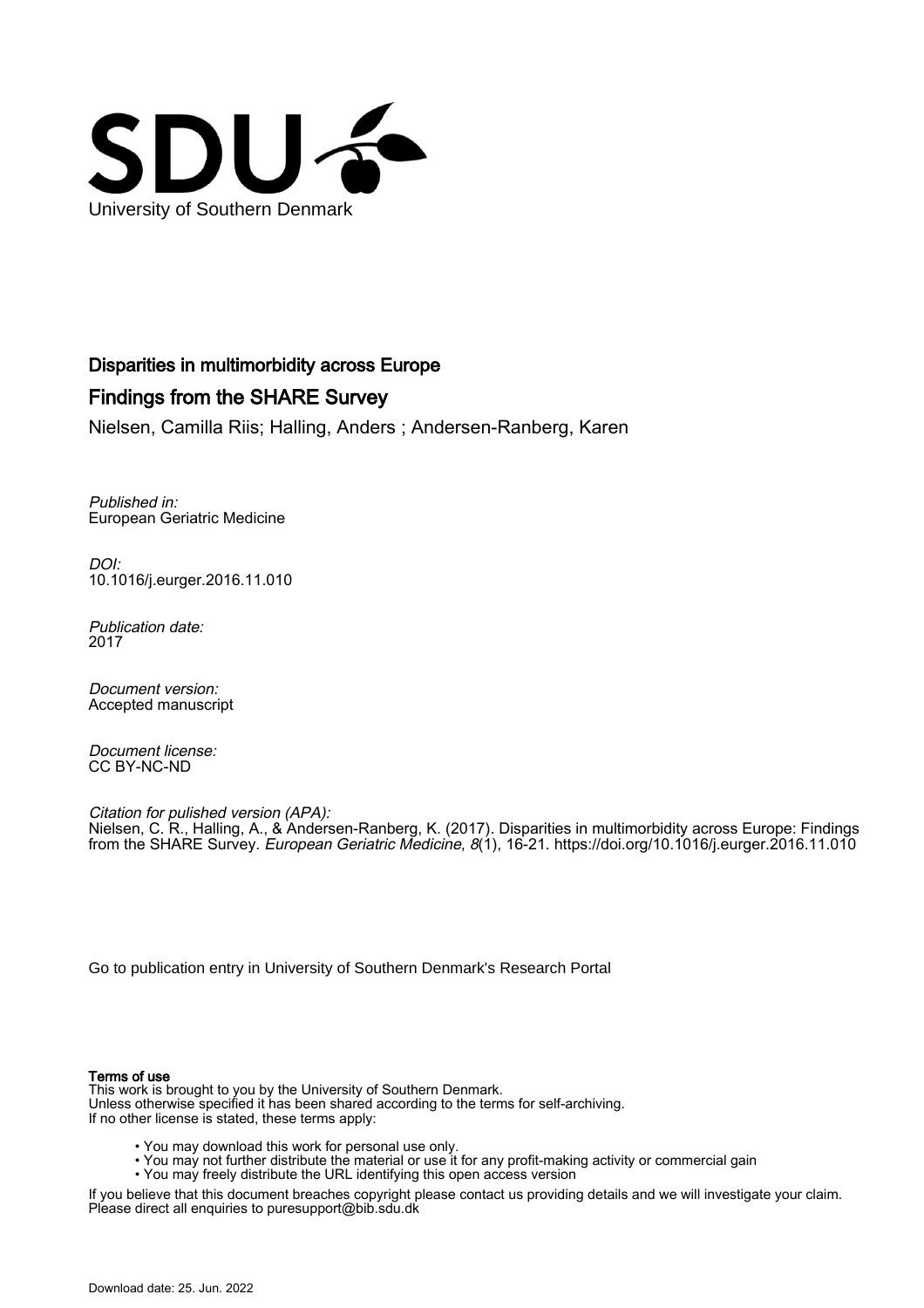University of Southern Denmark

# Disparities in multimorbidity across Europe

## Findings from the SHARE Survey

Nielsen, Camilla Riis; Halling, Anders ; Andersen-Ranberg, Karen

*Published in:*
European Geriatric Medicine

*DOI:*
10.1016/j.eurger.2016.11.010

*Publication date:*
2017

*Document version:*
Accepted manuscript

*Document license:*
CC BY-NC-ND

*Citation for pulished version (APA):*
Nielsen, C. R., Halling, A., & Andersen-Ranberg, K. (2017). Disparities in multimorbidity across Europe: Findings from the SHARE Survey. *European Geriatric Medicine*, *8*(1), 16-21. https://doi.org/10.1016/j.eurger.2016.11.010

Go to publication entry in University of Southern Denmark's Research Portal

**Terms of use**

This work is brought to you by the University of Southern Denmark.
Unless otherwise specified it has been shared according to the terms for self-archiving.
If no other license is stated, these terms apply:

- You may download this work for personal use only.
- You may not further distribute the material or use it for any profit-making activity or commercial gain
- You may freely distribute the URL identifying this open access version

If you believe that this document breaches copyright please contact us providing details and we will investigate your claim.
Please direct all enquiries to puresupport@bib.sdu.dk

Download date: 25. Jun. 2022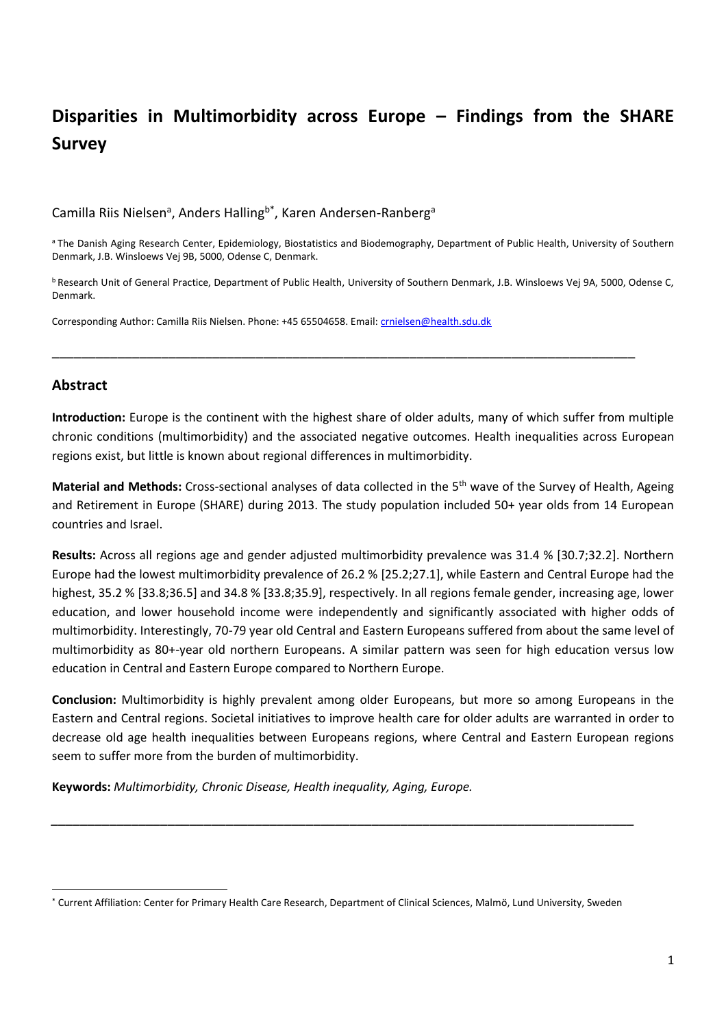# Disparities in Multimorbidity across Europe – Findings from the SHARE Survey

Camilla Riis Nielsen[a], Anders Halling[b*], Karen Andersen-Ranberg[a]

[a] The Danish Aging Research Center, Epidemiology, Biostatistics and Biodemography, Department of Public Health, University of Southern Denmark, J.B. Winsloews Vej 9B, 5000, Odense C, Denmark.

[b] Research Unit of General Practice, Department of Public Health, University of Southern Denmark, J.B. Winsloews Vej 9A, 5000, Odense C, Denmark.

Corresponding Author: Camilla Riis Nielsen. Phone: +45 65504658. Email: crnielsen@health.sdu.dk

---

## Abstract

**Introduction:** Europe is the continent with the highest share of older adults, many of which suffer from multiple chronic conditions (multimorbidity) and the associated negative outcomes. Health inequalities across European regions exist, but little is known about regional differences in multimorbidity.

**Material and Methods:** Cross-sectional analyses of data collected in the 5th wave of the Survey of Health, Ageing and Retirement in Europe (SHARE) during 2013. The study population included 50+ year olds from 14 European countries and Israel.

**Results:** Across all regions age and gender adjusted multimorbidity prevalence was 31.4 % [30.7;32.2]. Northern Europe had the lowest multimorbidity prevalence of 26.2 % [25.2;27.1], while Eastern and Central Europe had the highest, 35.2 % [33.8;36.5] and 34.8 % [33.8;35.9], respectively. In all regions female gender, increasing age, lower education, and lower household income were independently and significantly associated with higher odds of multimorbidity. Interestingly, 70-79 year old Central and Eastern Europeans suffered from about the same level of multimorbidity as 80+-year old northern Europeans. A similar pattern was seen for high education versus low education in Central and Eastern Europe compared to Northern Europe.

**Conclusion:** Multimorbidity is highly prevalent among older Europeans, but more so among Europeans in the Eastern and Central regions. Societal initiatives to improve health care for older adults are warranted in order to decrease old age health inequalities between Europeans regions, where Central and Eastern European regions seem to suffer more from the burden of multimorbidity.

**Keywords:** *Multimorbidity, Chronic Disease, Health inequality, Aging, Europe.*

---

[*] Current Affiliation: Center for Primary Health Care Research, Department of Clinical Sciences, Malmö, Lund University, Sweden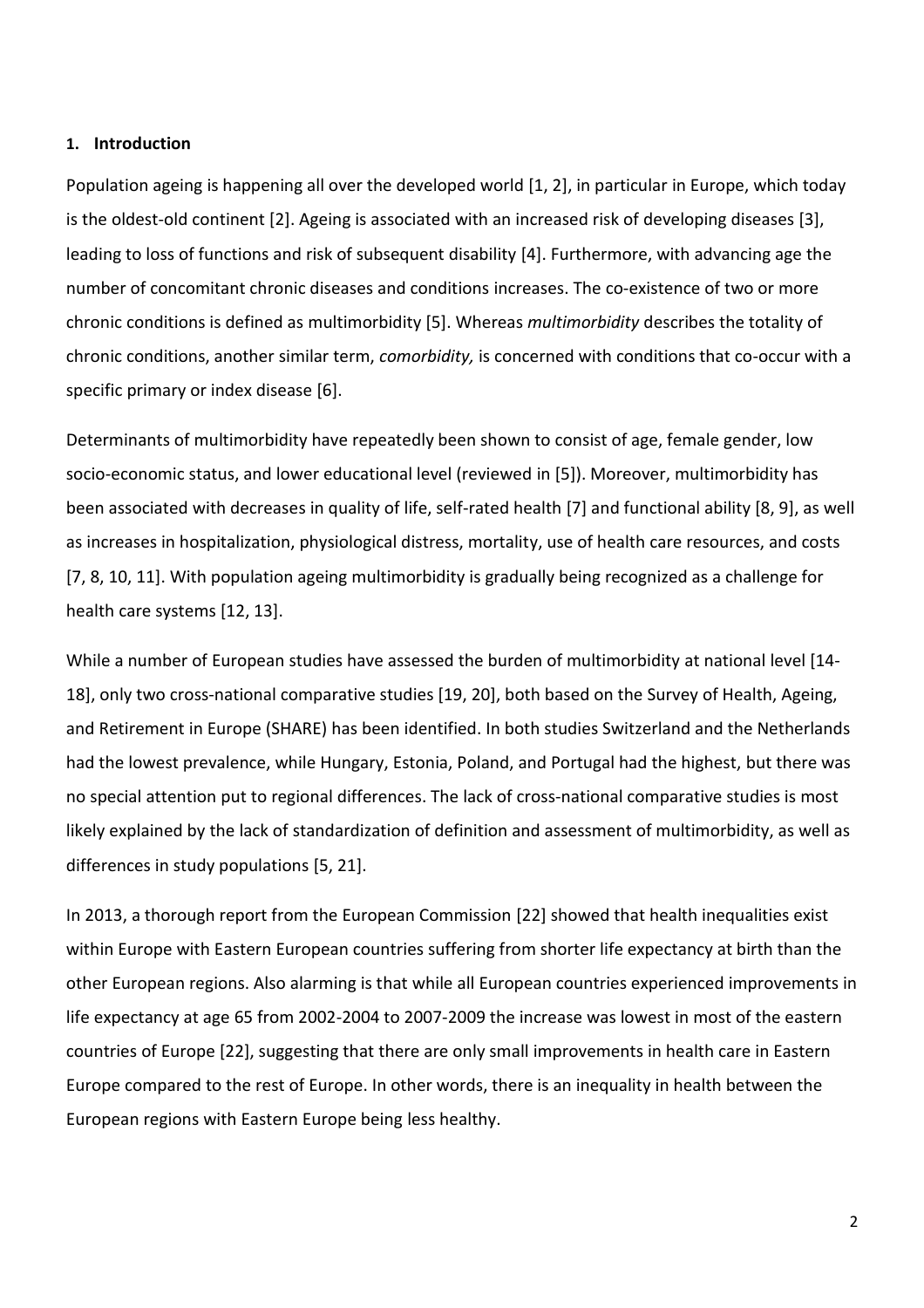## 1. Introduction

Population ageing is happening all over the developed world [1, 2], in particular in Europe, which today is the oldest-old continent [2]. Ageing is associated with an increased risk of developing diseases [3], leading to loss of functions and risk of subsequent disability [4]. Furthermore, with advancing age the number of concomitant chronic diseases and conditions increases. The co-existence of two or more chronic conditions is defined as multimorbidity [5]. Whereas *multimorbidity* describes the totality of chronic conditions, another similar term, *comorbidity,* is concerned with conditions that co-occur with a specific primary or index disease [6].

Determinants of multimorbidity have repeatedly been shown to consist of age, female gender, low socio-economic status, and lower educational level (reviewed in [5]). Moreover, multimorbidity has been associated with decreases in quality of life, self-rated health [7] and functional ability [8, 9], as well as increases in hospitalization, physiological distress, mortality, use of health care resources, and costs [7, 8, 10, 11]. With population ageing multimorbidity is gradually being recognized as a challenge for health care systems [12, 13].

While a number of European studies have assessed the burden of multimorbidity at national level [14-18], only two cross-national comparative studies [19, 20], both based on the Survey of Health, Ageing, and Retirement in Europe (SHARE) has been identified. In both studies Switzerland and the Netherlands had the lowest prevalence, while Hungary, Estonia, Poland, and Portugal had the highest, but there was no special attention put to regional differences. The lack of cross-national comparative studies is most likely explained by the lack of standardization of definition and assessment of multimorbidity, as well as differences in study populations [5, 21].

In 2013, a thorough report from the European Commission [22] showed that health inequalities exist within Europe with Eastern European countries suffering from shorter life expectancy at birth than the other European regions. Also alarming is that while all European countries experienced improvements in life expectancy at age 65 from 2002-2004 to 2007-2009 the increase was lowest in most of the eastern countries of Europe [22], suggesting that there are only small improvements in health care in Eastern Europe compared to the rest of Europe. In other words, there is an inequality in health between the European regions with Eastern Europe being less healthy.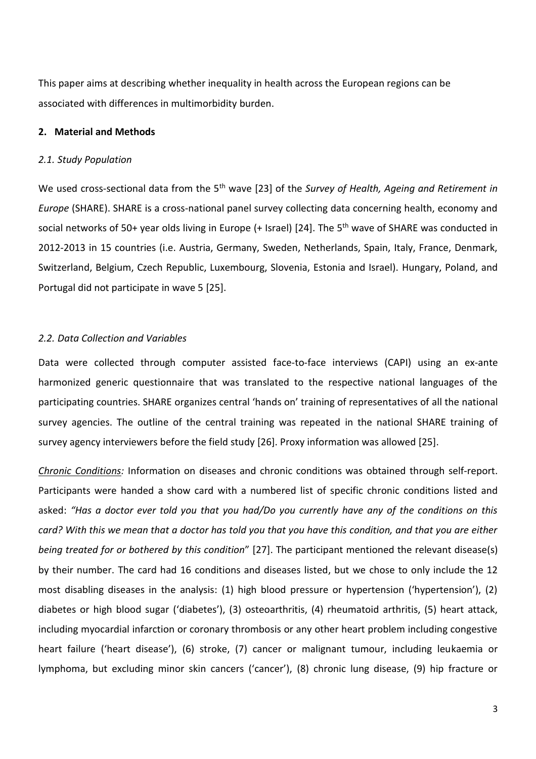This paper aims at describing whether inequality in health across the European regions can be associated with differences in multimorbidity burden.

## 2. Material and Methods

### *2.1. Study Population*

We used cross-sectional data from the 5th wave [23] of the *Survey of Health, Ageing and Retirement in Europe* (SHARE). SHARE is a cross-national panel survey collecting data concerning health, economy and social networks of 50+ year olds living in Europe (+ Israel) [24]. The 5th wave of SHARE was conducted in 2012-2013 in 15 countries (i.e. Austria, Germany, Sweden, Netherlands, Spain, Italy, France, Denmark, Switzerland, Belgium, Czech Republic, Luxembourg, Slovenia, Estonia and Israel). Hungary, Poland, and Portugal did not participate in wave 5 [25].

### *2.2. Data Collection and Variables*

Data were collected through computer assisted face-to-face interviews (CAPI) using an ex-ante harmonized generic questionnaire that was translated to the respective national languages of the participating countries. SHARE organizes central 'hands on' training of representatives of all the national survey agencies. The outline of the central training was repeated in the national SHARE training of survey agency interviewers before the field study [26]. Proxy information was allowed [25].

*Chronic Conditions:* Information on diseases and chronic conditions was obtained through self-report. Participants were handed a show card with a numbered list of specific chronic conditions listed and asked: *"Has a doctor ever told you that you had/Do you currently have any of the conditions on this card? With this we mean that a doctor has told you that you have this condition, and that you are either being treated for or bothered by this condition*" [27]. The participant mentioned the relevant disease(s) by their number. The card had 16 conditions and diseases listed, but we chose to only include the 12 most disabling diseases in the analysis: (1) high blood pressure or hypertension ('hypertension'), (2) diabetes or high blood sugar ('diabetes'), (3) osteoarthritis, (4) rheumatoid arthritis, (5) heart attack, including myocardial infarction or coronary thrombosis or any other heart problem including congestive heart failure ('heart disease'), (6) stroke, (7) cancer or malignant tumour, including leukaemia or lymphoma, but excluding minor skin cancers ('cancer'), (8) chronic lung disease, (9) hip fracture or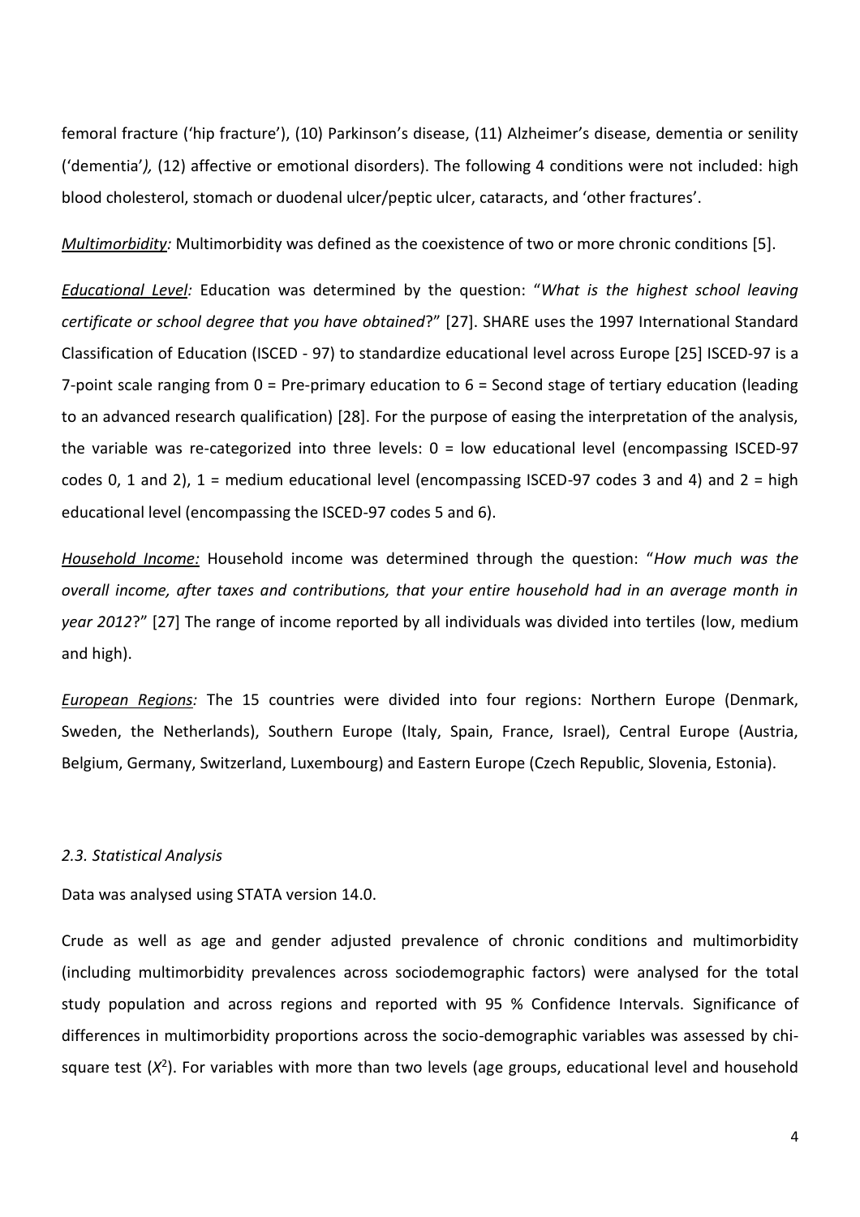femoral fracture ('hip fracture'), (10) Parkinson's disease, (11) Alzheimer's disease, dementia or senility ('dementia'*),* (12) affective or emotional disorders). The following 4 conditions were not included: high blood cholesterol, stomach or duodenal ulcer/peptic ulcer, cataracts, and 'other fractures'.

*Multimorbidity:* Multimorbidity was defined as the coexistence of two or more chronic conditions [5].

*Educational Level:* Education was determined by the question: "*What is the highest school leaving certificate or school degree that you have obtained*?" [27]. SHARE uses the 1997 International Standard Classification of Education (ISCED - 97) to standardize educational level across Europe [25] ISCED-97 is a 7-point scale ranging from 0 = Pre-primary education to 6 = Second stage of tertiary education (leading to an advanced research qualification) [28]. For the purpose of easing the interpretation of the analysis, the variable was re-categorized into three levels: 0 = low educational level (encompassing ISCED-97 codes 0, 1 and 2), 1 = medium educational level (encompassing ISCED-97 codes 3 and 4) and 2 = high educational level (encompassing the ISCED-97 codes 5 and 6).

*Household Income:* Household income was determined through the question: "*How much was the overall income, after taxes and contributions, that your entire household had in an average month in year 2012*?" [27] The range of income reported by all individuals was divided into tertiles (low, medium and high).

*European Regions:* The 15 countries were divided into four regions: Northern Europe (Denmark, Sweden, the Netherlands), Southern Europe (Italy, Spain, France, Israel), Central Europe (Austria, Belgium, Germany, Switzerland, Luxembourg) and Eastern Europe (Czech Republic, Slovenia, Estonia).

### *2.3. Statistical Analysis*

Data was analysed using STATA version 14.0.

Crude as well as age and gender adjusted prevalence of chronic conditions and multimorbidity (including multimorbidity prevalences across sociodemographic factors) were analysed for the total study population and across regions and reported with 95 % Confidence Intervals. Significance of differences in multimorbidity proportions across the socio-demographic variables was assessed by chi-square test ($X^2$). For variables with more than two levels (age groups, educational level and household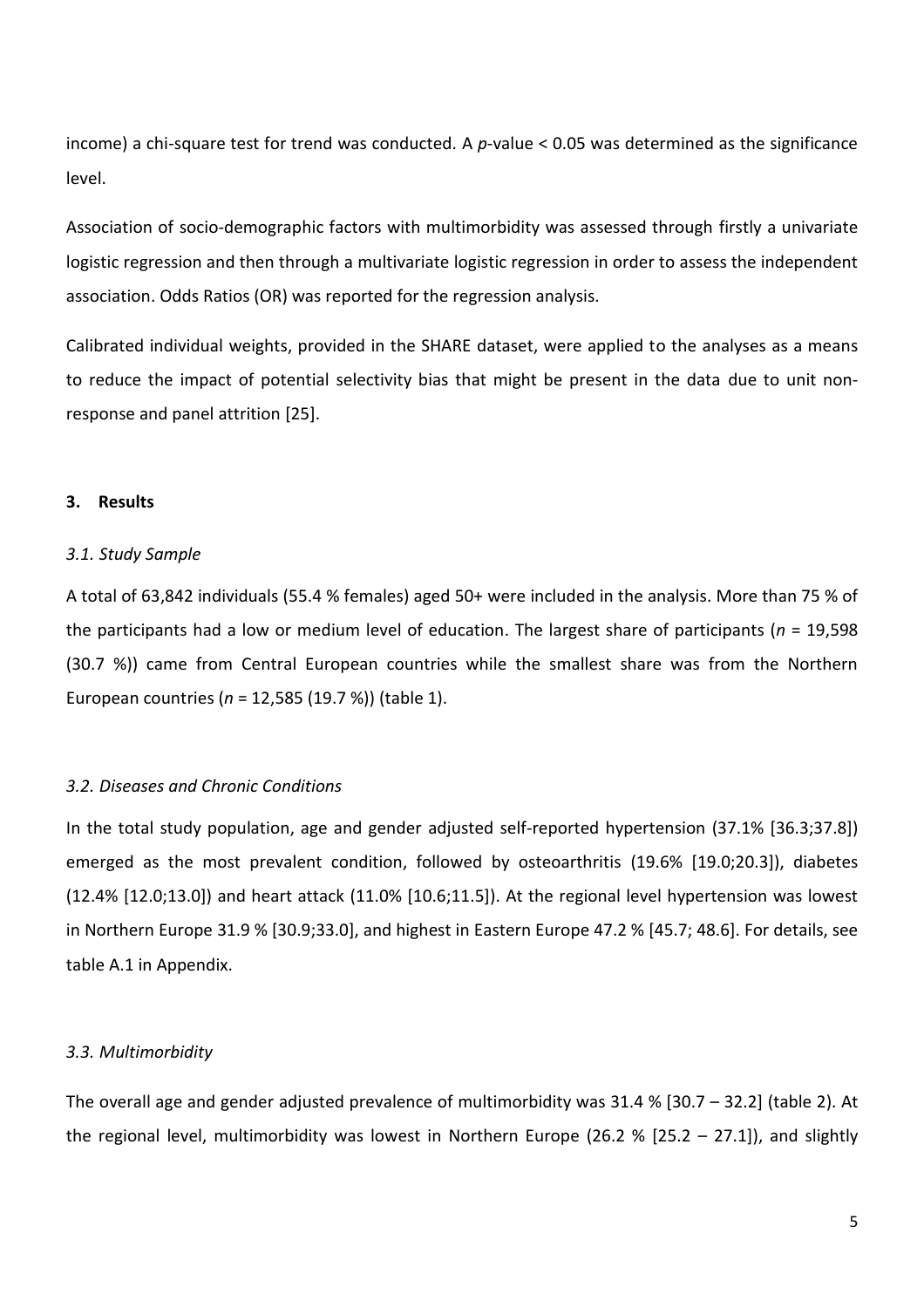income) a chi-square test for trend was conducted. A $p$-value $< 0.05$ was determined as the significance level.

Association of socio-demographic factors with multimorbidity was assessed through firstly a univariate logistic regression and then through a multivariate logistic regression in order to assess the independent association. Odds Ratios (OR) was reported for the regression analysis.

Calibrated individual weights, provided in the SHARE dataset, were applied to the analyses as a means to reduce the impact of potential selectivity bias that might be present in the data due to unit non-response and panel attrition [25].

## 3. Results

### *3.1. Study Sample*

A total of 63,842 individuals (55.4 % females) aged 50+ were included in the analysis. More than 75 % of the participants had a low or medium level of education. The largest share of participants ($n$ = 19,598 (30.7 %)) came from Central European countries while the smallest share was from the Northern European countries ($n$ = 12,585 (19.7 %)) (table 1).

### *3.2. Diseases and Chronic Conditions*

In the total study population, age and gender adjusted self-reported hypertension (37.1% [36.3;37.8]) emerged as the most prevalent condition, followed by osteoarthritis (19.6% [19.0;20.3]), diabetes (12.4% [12.0;13.0]) and heart attack (11.0% [10.6;11.5]). At the regional level hypertension was lowest in Northern Europe 31.9 % [30.9;33.0], and highest in Eastern Europe 47.2 % [45.7; 48.6]. For details, see table A.1 in Appendix.

### *3.3. Multimorbidity*

The overall age and gender adjusted prevalence of multimorbidity was 31.4 % [30.7 – 32.2] (table 2). At the regional level, multimorbidity was lowest in Northern Europe (26.2 % [25.2 – 27.1]), and slightly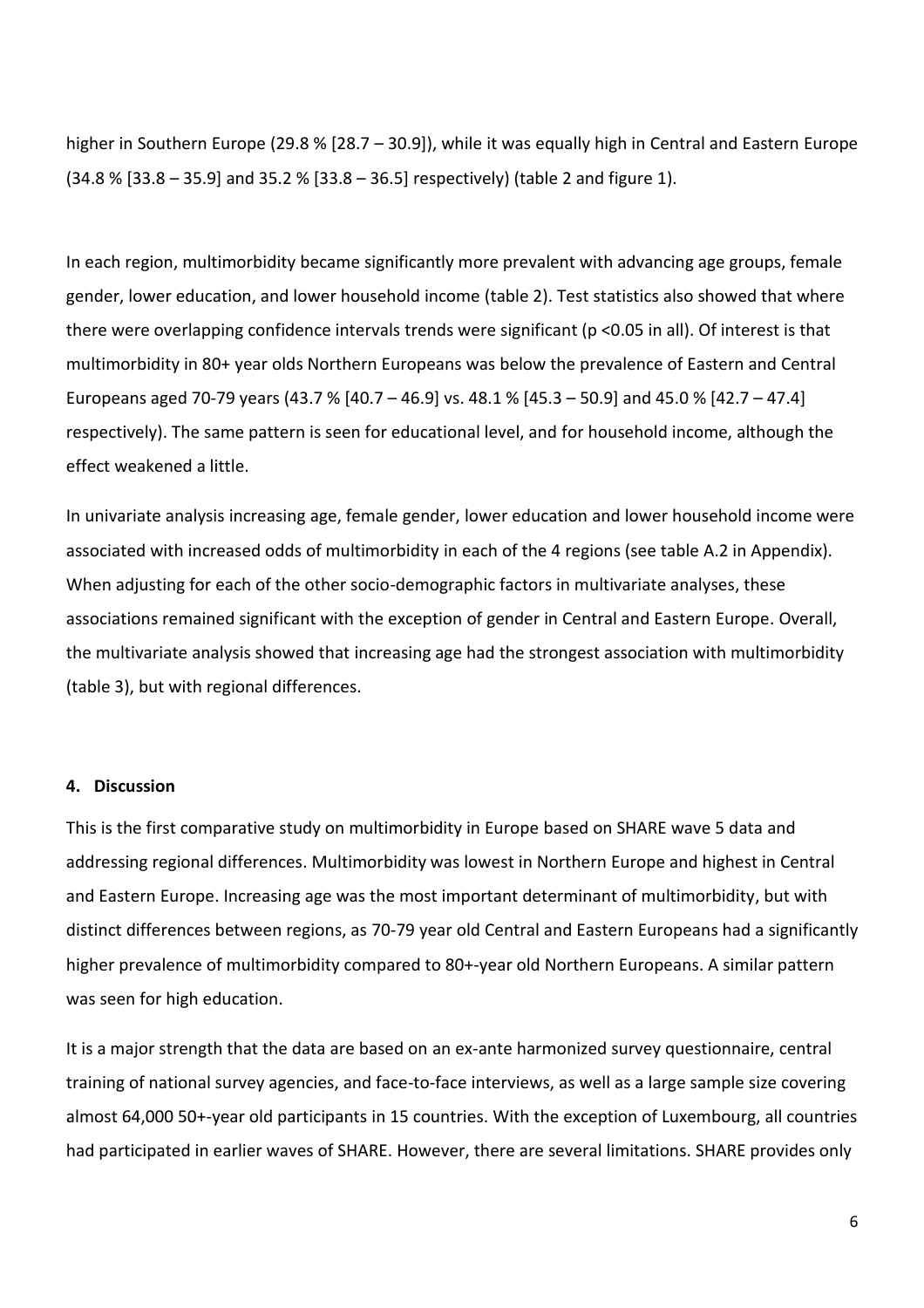higher in Southern Europe (29.8 % [28.7 – 30.9]), while it was equally high in Central and Eastern Europe (34.8 % [33.8 – 35.9] and 35.2 % [33.8 – 36.5] respectively) (table 2 and figure 1).

In each region, multimorbidity became significantly more prevalent with advancing age groups, female gender, lower education, and lower household income (table 2). Test statistics also showed that where there were overlapping confidence intervals trends were significant ($p < 0.05$ in all). Of interest is that multimorbidity in 80+ year olds Northern Europeans was below the prevalence of Eastern and Central Europeans aged 70-79 years (43.7 % [40.7 – 46.9] vs. 48.1 % [45.3 – 50.9] and 45.0 % [42.7 – 47.4] respectively). The same pattern is seen for educational level, and for household income, although the effect weakened a little.

In univariate analysis increasing age, female gender, lower education and lower household income were associated with increased odds of multimorbidity in each of the 4 regions (see table A.2 in Appendix). When adjusting for each of the other socio-demographic factors in multivariate analyses, these associations remained significant with the exception of gender in Central and Eastern Europe. Overall, the multivariate analysis showed that increasing age had the strongest association with multimorbidity (table 3), but with regional differences.

## 4. Discussion

This is the first comparative study on multimorbidity in Europe based on SHARE wave 5 data and addressing regional differences. Multimorbidity was lowest in Northern Europe and highest in Central and Eastern Europe. Increasing age was the most important determinant of multimorbidity, but with distinct differences between regions, as 70-79 year old Central and Eastern Europeans had a significantly higher prevalence of multimorbidity compared to 80+-year old Northern Europeans. A similar pattern was seen for high education.

It is a major strength that the data are based on an ex-ante harmonized survey questionnaire, central training of national survey agencies, and face-to-face interviews, as well as a large sample size covering almost 64,000 50+-year old participants in 15 countries. With the exception of Luxembourg, all countries had participated in earlier waves of SHARE. However, there are several limitations. SHARE provides only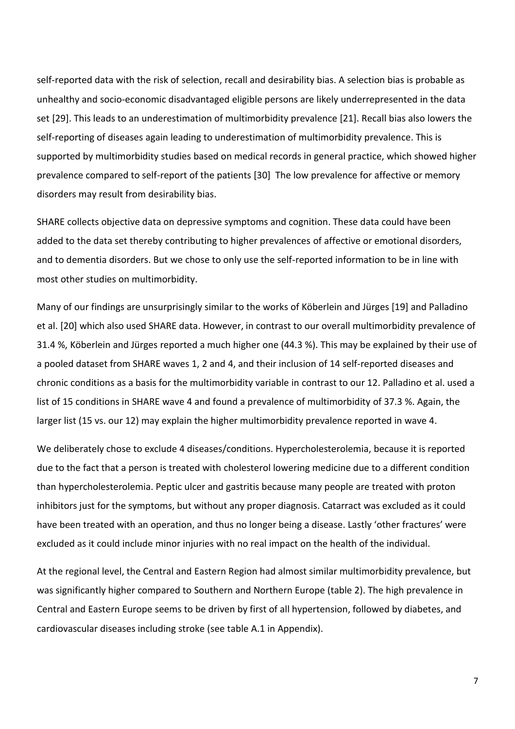self-reported data with the risk of selection, recall and desirability bias. A selection bias is probable as unhealthy and socio-economic disadvantaged eligible persons are likely underrepresented in the data set [29]. This leads to an underestimation of multimorbidity prevalence [21]. Recall bias also lowers the self-reporting of diseases again leading to underestimation of multimorbidity prevalence. This is supported by multimorbidity studies based on medical records in general practice, which showed higher prevalence compared to self-report of the patients [30] The low prevalence for affective or memory disorders may result from desirability bias.

SHARE collects objective data on depressive symptoms and cognition. These data could have been added to the data set thereby contributing to higher prevalences of affective or emotional disorders, and to dementia disorders. But we chose to only use the self-reported information to be in line with most other studies on multimorbidity.

Many of our findings are unsurprisingly similar to the works of Köberlein and Jürges [19] and Palladino et al. [20] which also used SHARE data. However, in contrast to our overall multimorbidity prevalence of 31.4 %, Köberlein and Jürges reported a much higher one (44.3 %). This may be explained by their use of a pooled dataset from SHARE waves 1, 2 and 4, and their inclusion of 14 self-reported diseases and chronic conditions as a basis for the multimorbidity variable in contrast to our 12. Palladino et al. used a list of 15 conditions in SHARE wave 4 and found a prevalence of multimorbidity of 37.3 %. Again, the larger list (15 vs. our 12) may explain the higher multimorbidity prevalence reported in wave 4.

We deliberately chose to exclude 4 diseases/conditions. Hypercholesterolemia, because it is reported due to the fact that a person is treated with cholesterol lowering medicine due to a different condition than hypercholesterolemia. Peptic ulcer and gastritis because many people are treated with proton inhibitors just for the symptoms, but without any proper diagnosis. Catarract was excluded as it could have been treated with an operation, and thus no longer being a disease. Lastly 'other fractures' were excluded as it could include minor injuries with no real impact on the health of the individual.

At the regional level, the Central and Eastern Region had almost similar multimorbidity prevalence, but was significantly higher compared to Southern and Northern Europe (table 2). The high prevalence in Central and Eastern Europe seems to be driven by first of all hypertension, followed by diabetes, and cardiovascular diseases including stroke (see table A.1 in Appendix).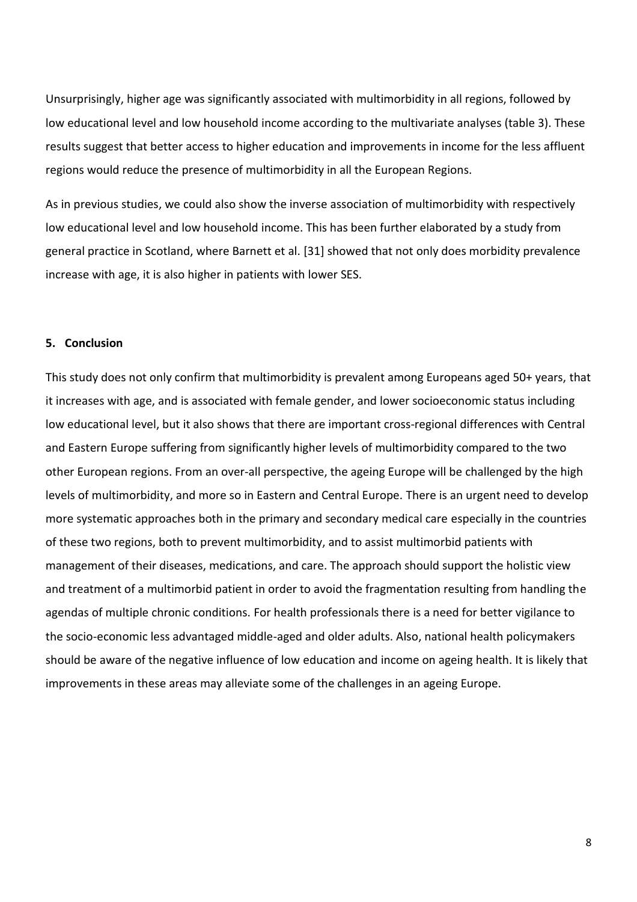Unsurprisingly, higher age was significantly associated with multimorbidity in all regions, followed by low educational level and low household income according to the multivariate analyses (table 3). These results suggest that better access to higher education and improvements in income for the less affluent regions would reduce the presence of multimorbidity in all the European Regions.

As in previous studies, we could also show the inverse association of multimorbidity with respectively low educational level and low household income. This has been further elaborated by a study from general practice in Scotland, where Barnett et al. [31] showed that not only does morbidity prevalence increase with age, it is also higher in patients with lower SES.

## 5. Conclusion

This study does not only confirm that multimorbidity is prevalent among Europeans aged 50+ years, that it increases with age, and is associated with female gender, and lower socioeconomic status including low educational level, but it also shows that there are important cross-regional differences with Central and Eastern Europe suffering from significantly higher levels of multimorbidity compared to the two other European regions. From an over-all perspective, the ageing Europe will be challenged by the high levels of multimorbidity, and more so in Eastern and Central Europe. There is an urgent need to develop more systematic approaches both in the primary and secondary medical care especially in the countries of these two regions, both to prevent multimorbidity, and to assist multimorbid patients with management of their diseases, medications, and care. The approach should support the holistic view and treatment of a multimorbid patient in order to avoid the fragmentation resulting from handling the agendas of multiple chronic conditions. For health professionals there is a need for better vigilance to the socio-economic less advantaged middle-aged and older adults. Also, national health policymakers should be aware of the negative influence of low education and income on ageing health. It is likely that improvements in these areas may alleviate some of the challenges in an ageing Europe.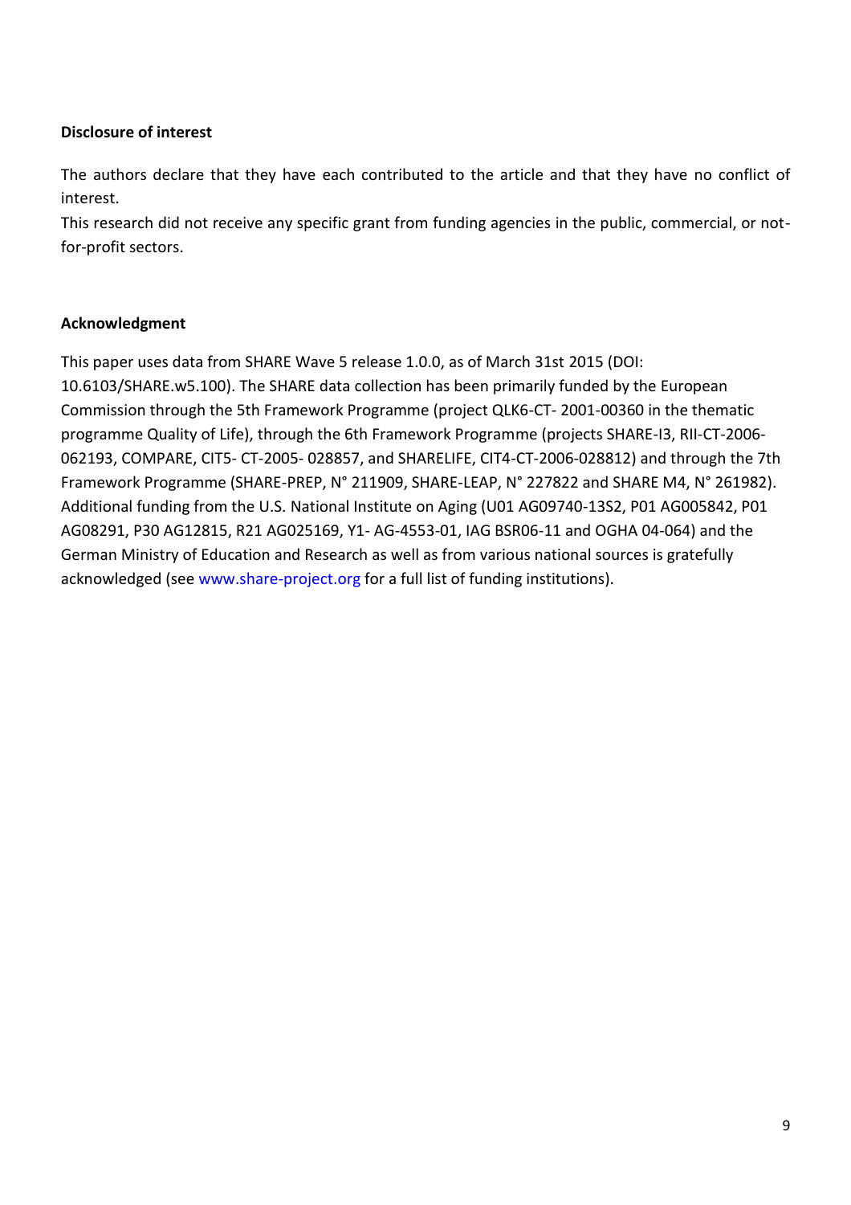**Disclosure of interest**

The authors declare that they have each contributed to the article and that they have no conflict of interest.

This research did not receive any specific grant from funding agencies in the public, commercial, or not-for-profit sectors.

**Acknowledgment**

This paper uses data from SHARE Wave 5 release 1.0.0, as of March 31st 2015 (DOI: 10.6103/SHARE.w5.100). The SHARE data collection has been primarily funded by the European Commission through the 5th Framework Programme (project QLK6-CT- 2001-00360 in the thematic programme Quality of Life), through the 6th Framework Programme (projects SHARE-I3, RII-CT-2006-062193, COMPARE, CIT5- CT-2005- 028857, and SHARELIFE, CIT4-CT-2006-028812) and through the 7th Framework Programme (SHARE-PREP, N° 211909, SHARE-LEAP, N° 227822 and SHARE M4, N° 261982). Additional funding from the U.S. National Institute on Aging (U01 AG09740-13S2, P01 AG005842, P01 AG08291, P30 AG12815, R21 AG025169, Y1- AG-4553-01, IAG BSR06-11 and OGHA 04-064) and the German Ministry of Education and Research as well as from various national sources is gratefully acknowledged (see www.share-project.org for a full list of funding institutions).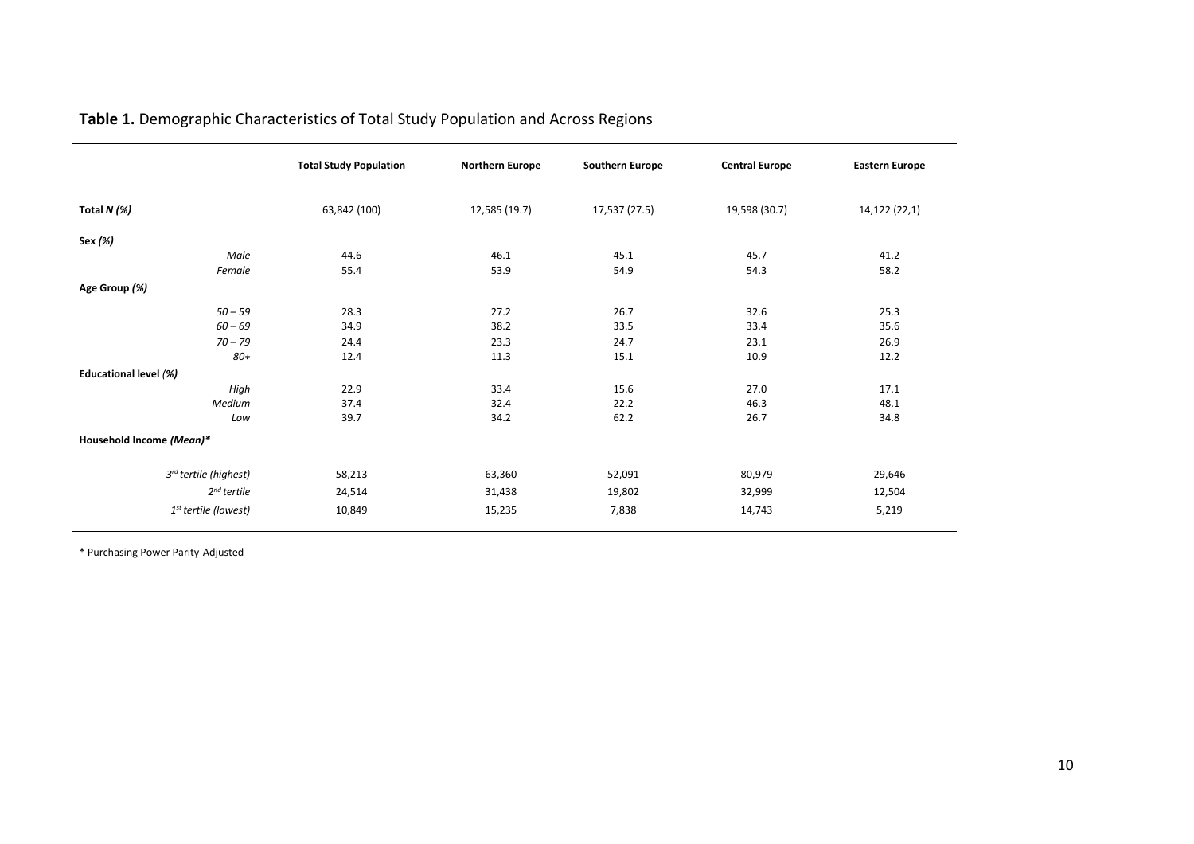**Table 1.** Demographic Characteristics of Total Study Population and Across Regions

| | Total Study Population | Northern Europe | Southern Europe | Central Europe | Eastern Europe |
|---|---|---|---|---|---|
| **Total *N (%)*** | 63,842 (100) | 12,585 (19.7) | 17,537 (27.5) | 19,598 (30.7) | 14,122 (22,1) |
| **Sex *(%)*** | | | | | |
| *Male* | 44.6 | 46.1 | 45.1 | 45.7 | 41.2 |
| *Female* | 55.4 | 53.9 | 54.9 | 54.3 | 58.2 |
| **Age Group *(%)*** | | | | | |
| *50 – 59* | 28.3 | 27.2 | 26.7 | 32.6 | 25.3 |
| *60 – 69* | 34.9 | 38.2 | 33.5 | 33.4 | 35.6 |
| *70 – 79* | 24.4 | 23.3 | 24.7 | 23.1 | 26.9 |
| *80+* | 12.4 | 11.3 | 15.1 | 10.9 | 12.2 |
| **Educational level *(%)*** | | | | | |
| *High* | 22.9 | 33.4 | 15.6 | 27.0 | 17.1 |
| *Medium* | 37.4 | 32.4 | 22.2 | 46.3 | 48.1 |
| *Low* | 39.7 | 34.2 | 62.2 | 26.7 | 34.8 |
| **Household Income *(Mean)**** | | | | | |
| *3rd tertile (highest)* | 58,213 | 63,360 | 52,091 | 80,979 | 29,646 |
| *2nd tertile* | 24,514 | 31,438 | 19,802 | 32,999 | 12,504 |
| *1st tertile (lowest)* | 10,849 | 15,235 | 7,838 | 14,743 | 5,219 |

* Purchasing Power Parity-Adjusted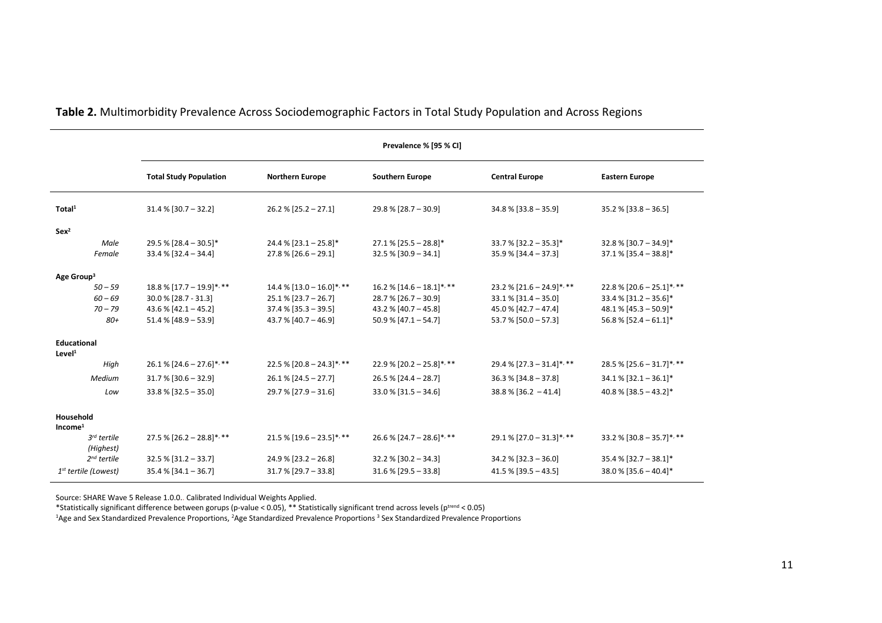**Table 2.** Multimorbidity Prevalence Across Sociodemographic Factors in Total Study Population and Across Regions

| | Prevalence % [95 % CI] | | | | |
|---|---|---|---|---|---|
| | **Total Study Population** | **Northern Europe** | **Southern Europe** | **Central Europe** | **Eastern Europe** |
| **Total**[1] | 31.4 % [30.7 – 32.2] | 26.2 % [25.2 – 27.1] | 29.8 % [28.7 – 30.9] | 34.8 % [33.8 – 35.9] | 35.2 % [33.8 – 36.5] |
| **Sex**[2] | | | | | |
| *Male* | 29.5 % [28.4 – 30.5]* | 24.4 % [23.1 – 25.8]* | 27.1 % [25.5 – 28.8]* | 33.7 % [32.2 – 35.3]* | 32.8 % [30.7 – 34.9]* |
| *Female* | 33.4 % [32.4 – 34.4] | 27.8 % [26.6 – 29.1] | 32.5 % [30.9 – 34.1] | 35.9 % [34.4 – 37.3] | 37.1 % [35.4 – 38.8]* |
| **Age Group**[3] | | | | | |
| *50 – 59* | 18.8 % [17.7 – 19.9]*, ** | 14.4 % [13.0 – 16.0]*, ** | 16.2 % [14.6 – 18.1]*, ** | 23.2 % [21.6 – 24.9]*, ** | 22.8 % [20.6 – 25.1]*, ** |
| *60 – 69* | 30.0 % [28.7 - 31.3] | 25.1 % [23.7 – 26.7] | 28.7 % [26.7 – 30.9] | 33.1 % [31.4 – 35.0] | 33.4 % [31.2 – 35.6]* |
| *70 – 79* | 43.6 % [42.1 – 45.2] | 37.4 % [35.3 – 39.5] | 43.2 % [40.7 – 45.8] | 45.0 % [42.7 – 47.4] | 48.1 % [45.3 – 50.9]* |
| *80+* | 51.4 % [48.9 – 53.9] | 43.7 % [40.7 – 46.9] | 50.9 % [47.1 – 54.7] | 53.7 % [50.0 – 57.3] | 56.8 % [52.4 – 61.1]* |
| **Educational Level**[1] | | | | | |
| *High* | 26.1 % [24.6 – 27.6]*, ** | 22.5 % [20.8 – 24.3]*, ** | 22.9 % [20.2 – 25.8]*, ** | 29.4 % [27.3 – 31.4]*, ** | 28.5 % [25.6 – 31.7]*, ** |
| *Medium* | 31.7 % [30.6 – 32.9] | 26.1 % [24.5 – 27.7] | 26.5 % [24.4 – 28.7] | 36.3 % [34.8 – 37.8] | 34.1 % [32.1 – 36.1]* |
| *Low* | 33.8 % [32.5 – 35.0] | 29.7 % [27.9 – 31.6] | 33.0 % [31.5 – 34.6] | 38.8 % [36.2 – 41.4] | 40.8 % [38.5 – 43.2]* |
| **Household Income**[1] | | | | | |
| *3rd tertile (Highest)* | 27.5 % [26.2 – 28.8]*, ** | 21.5 % [19.6 – 23.5]*, ** | 26.6 % [24.7 – 28.6]*, ** | 29.1 % [27.0 – 31.3]*, ** | 33.2 % [30.8 – 35.7]*, ** |
| *2nd tertile* | 32.5 % [31.2 – 33.7] | 24.9 % [23.2 – 26.8] | 32.2 % [30.2 – 34.3] | 34.2 % [32.3 – 36.0] | 35.4 % [32.7 – 38.1]* |
| *1st tertile (Lowest)* | 35.4 % [34.1 – 36.7] | 31.7 % [29.7 – 33.8] | 31.6 % [29.5 – 33.8] | 41.5 % [39.5 – 43.5] | 38.0 % [35.6 – 40.4]* |

Source: SHARE Wave 5 Release 1.0.0.. Calibrated Individual Weights Applied.

*Statistically significant difference between gorups (p-value < 0.05), ** Statistically significant trend across levels ($p^{trend} < 0.05$)

[1]Age and Sex Standardized Prevalence Proportions, [2]Age Standardized Prevalence Proportions [3] Sex Standardized Prevalence Proportions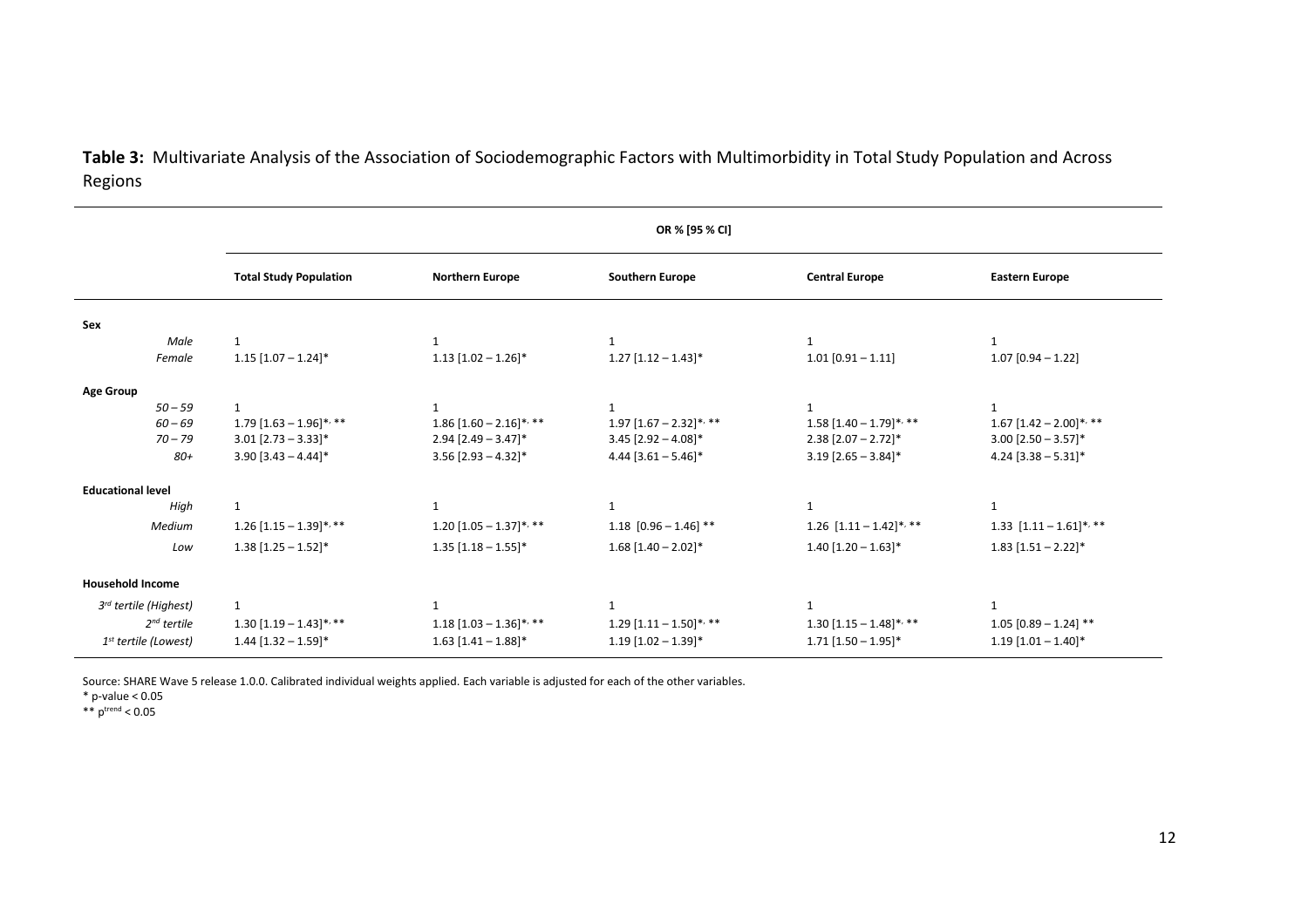**Table 3:** Multivariate Analysis of the Association of Sociodemographic Factors with Multimorbidity in Total Study Population and Across Regions

| | OR % [95 % CI] | | | | |
|---|---|---|---|---|---|
| | **Total Study Population** | **Northern Europe** | **Southern Europe** | **Central Europe** | **Eastern Europe** |
| **Sex** | | | | | |
| *Male* | 1 | 1 | 1 | 1 | 1 |
| *Female* | 1.15 [1.07 – 1.24]* | 1.13 [1.02 – 1.26]* | 1.27 [1.12 – 1.43]* | 1.01 [0.91 – 1.11] | 1.07 [0.94 – 1.22] |
| **Age Group** | | | | | |
| *50 – 59* | 1 | 1 | 1 | 1 | 1 |
| *60 – 69* | 1.79 [1.63 – 1.96]*, ** | 1.86 [1.60 – 2.16]*, ** | 1.97 [1.67 – 2.32]*, ** | 1.58 [1.40 – 1.79]*, ** | 1.67 [1.42 – 2.00]*, ** |
| *70 – 79* | 3.01 [2.73 – 3.33]* | 2.94 [2.49 – 3.47]* | 3.45 [2.92 – 4.08]* | 2.38 [2.07 – 2.72]* | 3.00 [2.50 – 3.57]* |
| *80+* | 3.90 [3.43 – 4.44]* | 3.56 [2.93 – 4.32]* | 4.44 [3.61 – 5.46]* | 3.19 [2.65 – 3.84]* | 4.24 [3.38 – 5.31]* |
| **Educational level** | | | | | |
| *High* | 1 | 1 | 1 | 1 | 1 |
| *Medium* | 1.26 [1.15 – 1.39]*, ** | 1.20 [1.05 – 1.37]*, ** | 1.18 [0.96 – 1.46] ** | 1.26 [1.11 – 1.42]*, ** | 1.33 [1.11 – 1.61]*, ** |
| *Low* | 1.38 [1.25 – 1.52]* | 1.35 [1.18 – 1.55]* | 1.68 [1.40 – 2.02]* | 1.40 [1.20 – 1.63]* | 1.83 [1.51 – 2.22]* |
| **Household Income** | | | | | |
| *3rd tertile (Highest)* | 1 | 1 | 1 | 1 | 1 |
| *2nd tertile* | 1.30 [1.19 – 1.43]*, ** | 1.18 [1.03 – 1.36]*, ** | 1.29 [1.11 – 1.50]*, ** | 1.30 [1.15 – 1.48]*, ** | 1.05 [0.89 – 1.24] ** |
| *1st tertile (Lowest)* | 1.44 [1.32 – 1.59]* | 1.63 [1.41 – 1.88]* | 1.19 [1.02 – 1.39]* | 1.71 [1.50 – 1.95]* | 1.19 [1.01 – 1.40]* |

Source: SHARE Wave 5 release 1.0.0. Calibrated individual weights applied. Each variable is adjusted for each of the other variables.

* p-value < 0.05

** $p^{trend} < 0.05$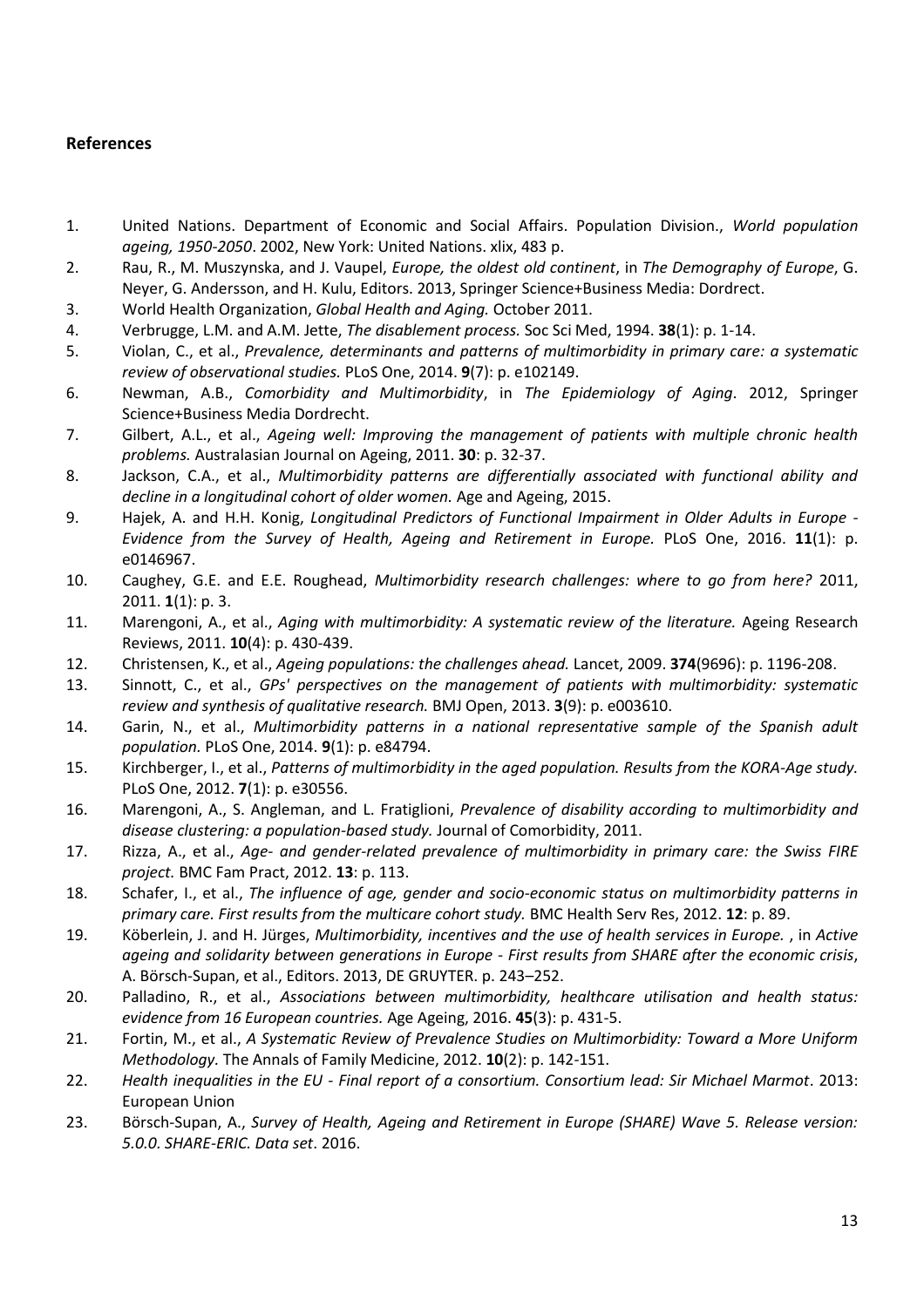## References

1. United Nations. Department of Economic and Social Affairs. Population Division., *World population ageing, 1950-2050*. 2002, New York: United Nations. xlix, 483 p.
2. Rau, R., M. Muszynska, and J. Vaupel, *Europe, the oldest old continent*, in *The Demography of Europe*, G. Neyer, G. Andersson, and H. Kulu, Editors. 2013, Springer Science+Business Media: Dordrect.
3. World Health Organization, *Global Health and Aging.* October 2011.
4. Verbrugge, L.M. and A.M. Jette, *The disablement process.* Soc Sci Med, 1994. **38**(1): p. 1-14.
5. Violan, C., et al., *Prevalence, determinants and patterns of multimorbidity in primary care: a systematic review of observational studies.* PLoS One, 2014. **9**(7): p. e102149.
6. Newman, A.B., *Comorbidity and Multimorbidity*, in *The Epidemiology of Aging*. 2012, Springer Science+Business Media Dordrecht.
7. Gilbert, A.L., et al., *Ageing well: Improving the management of patients with multiple chronic health problems.* Australasian Journal on Ageing, 2011. **30**: p. 32-37.
8. Jackson, C.A., et al., *Multimorbidity patterns are differentially associated with functional ability and decline in a longitudinal cohort of older women.* Age and Ageing, 2015.
9. Hajek, A. and H.H. Konig, *Longitudinal Predictors of Functional Impairment in Older Adults in Europe - Evidence from the Survey of Health, Ageing and Retirement in Europe.* PLoS One, 2016. **11**(1): p. e0146967.
10. Caughey, G.E. and E.E. Roughead, *Multimorbidity research challenges: where to go from here?* 2011, 2011. **1**(1): p. 3.
11. Marengoni, A., et al., *Aging with multimorbidity: A systematic review of the literature.* Ageing Research Reviews, 2011. **10**(4): p. 430-439.
12. Christensen, K., et al., *Ageing populations: the challenges ahead.* Lancet, 2009. **374**(9696): p. 1196-208.
13. Sinnott, C., et al., *GPs' perspectives on the management of patients with multimorbidity: systematic review and synthesis of qualitative research.* BMJ Open, 2013. **3**(9): p. e003610.
14. Garin, N., et al., *Multimorbidity patterns in a national representative sample of the Spanish adult population.* PLoS One, 2014. **9**(1): p. e84794.
15. Kirchberger, I., et al., *Patterns of multimorbidity in the aged population. Results from the KORA-Age study.* PLoS One, 2012. **7**(1): p. e30556.
16. Marengoni, A., S. Angleman, and L. Fratiglioni, *Prevalence of disability according to multimorbidity and disease clustering: a population-based study.* Journal of Comorbidity, 2011.
17. Rizza, A., et al., *Age- and gender-related prevalence of multimorbidity in primary care: the Swiss FIRE project.* BMC Fam Pract, 2012. **13**: p. 113.
18. Schafer, I., et al., *The influence of age, gender and socio-economic status on multimorbidity patterns in primary care. First results from the multicare cohort study.* BMC Health Serv Res, 2012. **12**: p. 89.
19. Köberlein, J. and H. Jürges, *Multimorbidity, incentives and the use of health services in Europe.* , in *Active ageing and solidarity between generations in Europe - First results from SHARE after the economic crisis*, A. Börsch-Supan, et al., Editors. 2013, DE GRUYTER. p. 243–252.
20. Palladino, R., et al., *Associations between multimorbidity, healthcare utilisation and health status: evidence from 16 European countries.* Age Ageing, 2016. **45**(3): p. 431-5.
21. Fortin, M., et al., *A Systematic Review of Prevalence Studies on Multimorbidity: Toward a More Uniform Methodology.* The Annals of Family Medicine, 2012. **10**(2): p. 142-151.
22. *Health inequalities in the EU - Final report of a consortium. Consortium lead: Sir Michael Marmot*. 2013: European Union
23. Börsch-Supan, A., *Survey of Health, Ageing and Retirement in Europe (SHARE) Wave 5. Release version: 5.0.0. SHARE-ERIC. Data set*. 2016.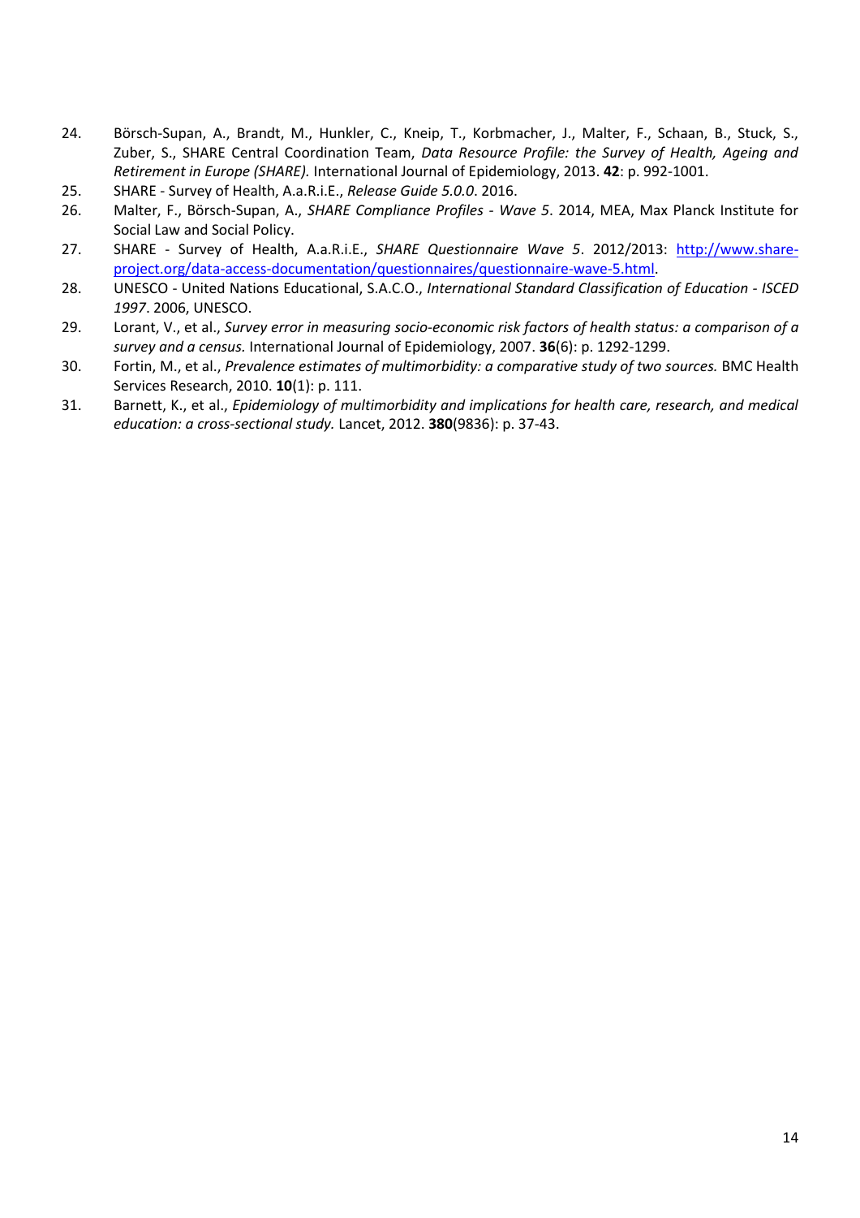24. Börsch-Supan, A., Brandt, M., Hunkler, C., Kneip, T., Korbmacher, J., Malter, F., Schaan, B., Stuck, S., Zuber, S., SHARE Central Coordination Team, *Data Resource Profile: the Survey of Health, Ageing and Retirement in Europe (SHARE).* International Journal of Epidemiology, 2013. **42**: p. 992-1001.
25. SHARE - Survey of Health, A.a.R.i.E., *Release Guide 5.0.0*. 2016.
26. Malter, F., Börsch-Supan, A., *SHARE Compliance Profiles - Wave 5*. 2014, MEA, Max Planck Institute for Social Law and Social Policy.
27. SHARE - Survey of Health, A.a.R.i.E., *SHARE Questionnaire Wave 5*. 2012/2013: http://www.share-project.org/data-access-documentation/questionnaires/questionnaire-wave-5.html.
28. UNESCO - United Nations Educational, S.A.C.O., *International Standard Classification of Education - ISCED 1997*. 2006, UNESCO.
29. Lorant, V., et al., *Survey error in measuring socio-economic risk factors of health status: a comparison of a survey and a census.* International Journal of Epidemiology, 2007. **36**(6): p. 1292-1299.
30. Fortin, M., et al., *Prevalence estimates of multimorbidity: a comparative study of two sources.* BMC Health Services Research, 2010. **10**(1): p. 111.
31. Barnett, K., et al., *Epidemiology of multimorbidity and implications for health care, research, and medical education: a cross-sectional study.* Lancet, 2012. **380**(9836): p. 37-43.